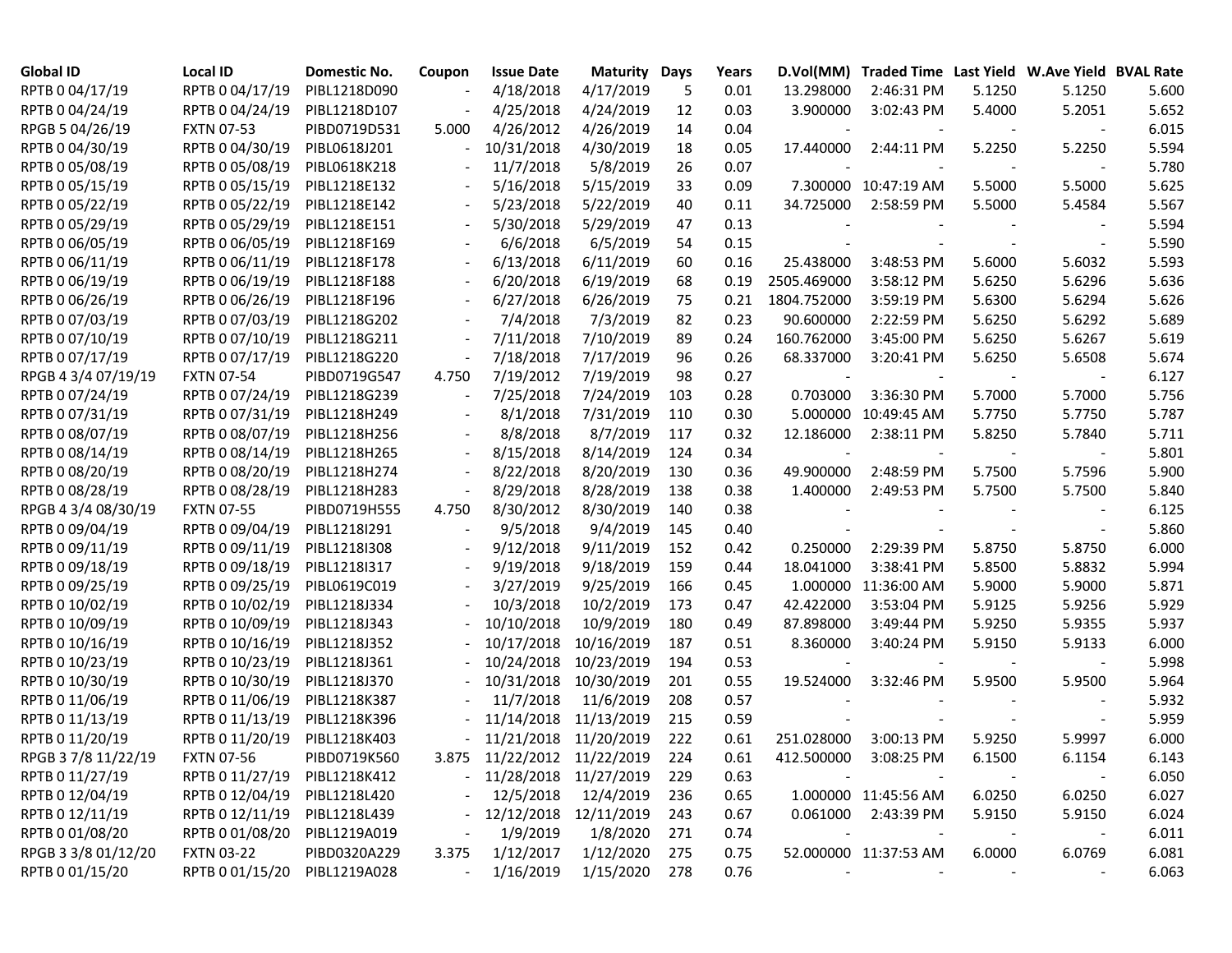| Global ID | Local ID | Domestic No. | Coupon | Issue Date | Maturity | Days | Years | D.Vol(MM) | Traded Time | Last Yield | W.Ave Yield | BVAL Rate |
|---|---|---|---|---|---|---|---|---|---|---|---|---|
| RPTB 0 04/17/19 | RPTB 0 04/17/19 | PIBL1218D090 | - | 4/18/2018 | 4/17/2019 | 5 | 0.01 | 13.298000 | 2:46:31 PM | 5.1250 | 5.1250 | 5.600 |
| RPTB 0 04/24/19 | RPTB 0 04/24/19 | PIBL1218D107 | - | 4/25/2018 | 4/24/2019 | 12 | 0.03 | 3.900000 | 3:02:43 PM | 5.4000 | 5.2051 | 5.652 |
| RPGB 5 04/26/19 | FXTN 07-53 | PIBD0719D531 | 5.000 | 4/26/2012 | 4/26/2019 | 14 | 0.04 | - | - | - | - | 6.015 |
| RPTB 0 04/30/19 | RPTB 0 04/30/19 | PIBL0618J201 | - | 10/31/2018 | 4/30/2019 | 18 | 0.05 | 17.440000 | 2:44:11 PM | 5.2250 | 5.2250 | 5.594 |
| RPTB 0 05/08/19 | RPTB 0 05/08/19 | PIBL0618K218 | - | 11/7/2018 | 5/8/2019 | 26 | 0.07 | - | - | - | - | 5.780 |
| RPTB 0 05/15/19 | RPTB 0 05/15/19 | PIBL1218E132 | - | 5/16/2018 | 5/15/2019 | 33 | 0.09 | 7.300000 | 10:47:19 AM | 5.5000 | 5.5000 | 5.625 |
| RPTB 0 05/22/19 | RPTB 0 05/22/19 | PIBL1218E142 | - | 5/23/2018 | 5/22/2019 | 40 | 0.11 | 34.725000 | 2:58:59 PM | 5.5000 | 5.4584 | 5.567 |
| RPTB 0 05/29/19 | RPTB 0 05/29/19 | PIBL1218E151 | - | 5/30/2018 | 5/29/2019 | 47 | 0.13 | - | - | - | - | 5.594 |
| RPTB 0 06/05/19 | RPTB 0 06/05/19 | PIBL1218F169 | - | 6/6/2018 | 6/5/2019 | 54 | 0.15 | - | - | - | - | 5.590 |
| RPTB 0 06/11/19 | RPTB 0 06/11/19 | PIBL1218F178 | - | 6/13/2018 | 6/11/2019 | 60 | 0.16 | 25.438000 | 3:48:53 PM | 5.6000 | 5.6032 | 5.593 |
| RPTB 0 06/19/19 | RPTB 0 06/19/19 | PIBL1218F188 | - | 6/20/2018 | 6/19/2019 | 68 | 0.19 | 2505.469000 | 3:58:12 PM | 5.6250 | 5.6296 | 5.636 |
| RPTB 0 06/26/19 | RPTB 0 06/26/19 | PIBL1218F196 | - | 6/27/2018 | 6/26/2019 | 75 | 0.21 | 1804.752000 | 3:59:19 PM | 5.6300 | 5.6294 | 5.626 |
| RPTB 0 07/03/19 | RPTB 0 07/03/19 | PIBL1218G202 | - | 7/4/2018 | 7/3/2019 | 82 | 0.23 | 90.600000 | 2:22:59 PM | 5.6250 | 5.6292 | 5.689 |
| RPTB 0 07/10/19 | RPTB 0 07/10/19 | PIBL1218G211 | - | 7/11/2018 | 7/10/2019 | 89 | 0.24 | 160.762000 | 3:45:00 PM | 5.6250 | 5.6267 | 5.619 |
| RPTB 0 07/17/19 | RPTB 0 07/17/19 | PIBL1218G220 | - | 7/18/2018 | 7/17/2019 | 96 | 0.26 | 68.337000 | 3:20:41 PM | 5.6250 | 5.6508 | 5.674 |
| RPGB 4 3/4 07/19/19 | FXTN 07-54 | PIBD0719G547 | 4.750 | 7/19/2012 | 7/19/2019 | 98 | 0.27 | - | - | - | - | 6.127 |
| RPTB 0 07/24/19 | RPTB 0 07/24/19 | PIBL1218G239 | - | 7/25/2018 | 7/24/2019 | 103 | 0.28 | 0.703000 | 3:36:30 PM | 5.7000 | 5.7000 | 5.756 |
| RPTB 0 07/31/19 | RPTB 0 07/31/19 | PIBL1218H249 | - | 8/1/2018 | 7/31/2019 | 110 | 0.30 | 5.000000 | 10:49:45 AM | 5.7750 | 5.7750 | 5.787 |
| RPTB 0 08/07/19 | RPTB 0 08/07/19 | PIBL1218H256 | - | 8/8/2018 | 8/7/2019 | 117 | 0.32 | 12.186000 | 2:38:11 PM | 5.8250 | 5.7840 | 5.711 |
| RPTB 0 08/14/19 | RPTB 0 08/14/19 | PIBL1218H265 | - | 8/15/2018 | 8/14/2019 | 124 | 0.34 | - | - | - | - | 5.801 |
| RPTB 0 08/20/19 | RPTB 0 08/20/19 | PIBL1218H274 | - | 8/22/2018 | 8/20/2019 | 130 | 0.36 | 49.900000 | 2:48:59 PM | 5.7500 | 5.7596 | 5.900 |
| RPTB 0 08/28/19 | RPTB 0 08/28/19 | PIBL1218H283 | - | 8/29/2018 | 8/28/2019 | 138 | 0.38 | 1.400000 | 2:49:53 PM | 5.7500 | 5.7500 | 5.840 |
| RPGB 4 3/4 08/30/19 | FXTN 07-55 | PIBD0719H555 | 4.750 | 8/30/2012 | 8/30/2019 | 140 | 0.38 | - | - | - | - | 6.125 |
| RPTB 0 09/04/19 | RPTB 0 09/04/19 | PIBL1218I291 | - | 9/5/2018 | 9/4/2019 | 145 | 0.40 | - | - | - | - | 5.860 |
| RPTB 0 09/11/19 | RPTB 0 09/11/19 | PIBL1218I308 | - | 9/12/2018 | 9/11/2019 | 152 | 0.42 | 0.250000 | 2:29:39 PM | 5.8750 | 5.8750 | 6.000 |
| RPTB 0 09/18/19 | RPTB 0 09/18/19 | PIBL1218I317 | - | 9/19/2018 | 9/18/2019 | 159 | 0.44 | 18.041000 | 3:38:41 PM | 5.8500 | 5.8832 | 5.994 |
| RPTB 0 09/25/19 | RPTB 0 09/25/19 | PIBL0619C019 | - | 3/27/2019 | 9/25/2019 | 166 | 0.45 | 1.000000 | 11:36:00 AM | 5.9000 | 5.9000 | 5.871 |
| RPTB 0 10/02/19 | RPTB 0 10/02/19 | PIBL1218J334 | - | 10/3/2018 | 10/2/2019 | 173 | 0.47 | 42.422000 | 3:53:04 PM | 5.9125 | 5.9256 | 5.929 |
| RPTB 0 10/09/19 | RPTB 0 10/09/19 | PIBL1218J343 | - | 10/10/2018 | 10/9/2019 | 180 | 0.49 | 87.898000 | 3:49:44 PM | 5.9250 | 5.9355 | 5.937 |
| RPTB 0 10/16/19 | RPTB 0 10/16/19 | PIBL1218J352 | - | 10/17/2018 | 10/16/2019 | 187 | 0.51 | 8.360000 | 3:40:24 PM | 5.9150 | 5.9133 | 6.000 |
| RPTB 0 10/23/19 | RPTB 0 10/23/19 | PIBL1218J361 | - | 10/24/2018 | 10/23/2019 | 194 | 0.53 | - | - | - | - | 5.998 |
| RPTB 0 10/30/19 | RPTB 0 10/30/19 | PIBL1218J370 | - | 10/31/2018 | 10/30/2019 | 201 | 0.55 | 19.524000 | 3:32:46 PM | 5.9500 | 5.9500 | 5.964 |
| RPTB 0 11/06/19 | RPTB 0 11/06/19 | PIBL1218K387 | - | 11/7/2018 | 11/6/2019 | 208 | 0.57 | - | - | - | - | 5.932 |
| RPTB 0 11/13/19 | RPTB 0 11/13/19 | PIBL1218K396 | - | 11/14/2018 | 11/13/2019 | 215 | 0.59 | - | - | - | - | 5.959 |
| RPTB 0 11/20/19 | RPTB 0 11/20/19 | PIBL1218K403 | - | 11/21/2018 | 11/20/2019 | 222 | 0.61 | 251.028000 | 3:00:13 PM | 5.9250 | 5.9997 | 6.000 |
| RPGB 3 7/8 11/22/19 | FXTN 07-56 | PIBD0719K560 | 3.875 | 11/22/2012 | 11/22/2019 | 224 | 0.61 | 412.500000 | 3:08:25 PM | 6.1500 | 6.1154 | 6.143 |
| RPTB 0 11/27/19 | RPTB 0 11/27/19 | PIBL1218K412 | - | 11/28/2018 | 11/27/2019 | 229 | 0.63 | - | - | - | - | 6.050 |
| RPTB 0 12/04/19 | RPTB 0 12/04/19 | PIBL1218L420 | - | 12/5/2018 | 12/4/2019 | 236 | 0.65 | 1.000000 | 11:45:56 AM | 6.0250 | 6.0250 | 6.027 |
| RPTB 0 12/11/19 | RPTB 0 12/11/19 | PIBL1218L439 | - | 12/12/2018 | 12/11/2019 | 243 | 0.67 | 0.061000 | 2:43:39 PM | 5.9150 | 5.9150 | 6.024 |
| RPTB 0 01/08/20 | RPTB 0 01/08/20 | PIBL1219A019 | - | 1/9/2019 | 1/8/2020 | 271 | 0.74 | - | - | - | - | 6.011 |
| RPGB 3 3/8 01/12/20 | FXTN 03-22 | PIBD0320A229 | 3.375 | 1/12/2017 | 1/12/2020 | 275 | 0.75 | 52.000000 | 11:37:53 AM | 6.0000 | 6.0769 | 6.081 |
| RPTB 0 01/15/20 | RPTB 0 01/15/20 | PIBL1219A028 | - | 1/16/2019 | 1/15/2020 | 278 | 0.76 | - | - | - | - | 6.063 |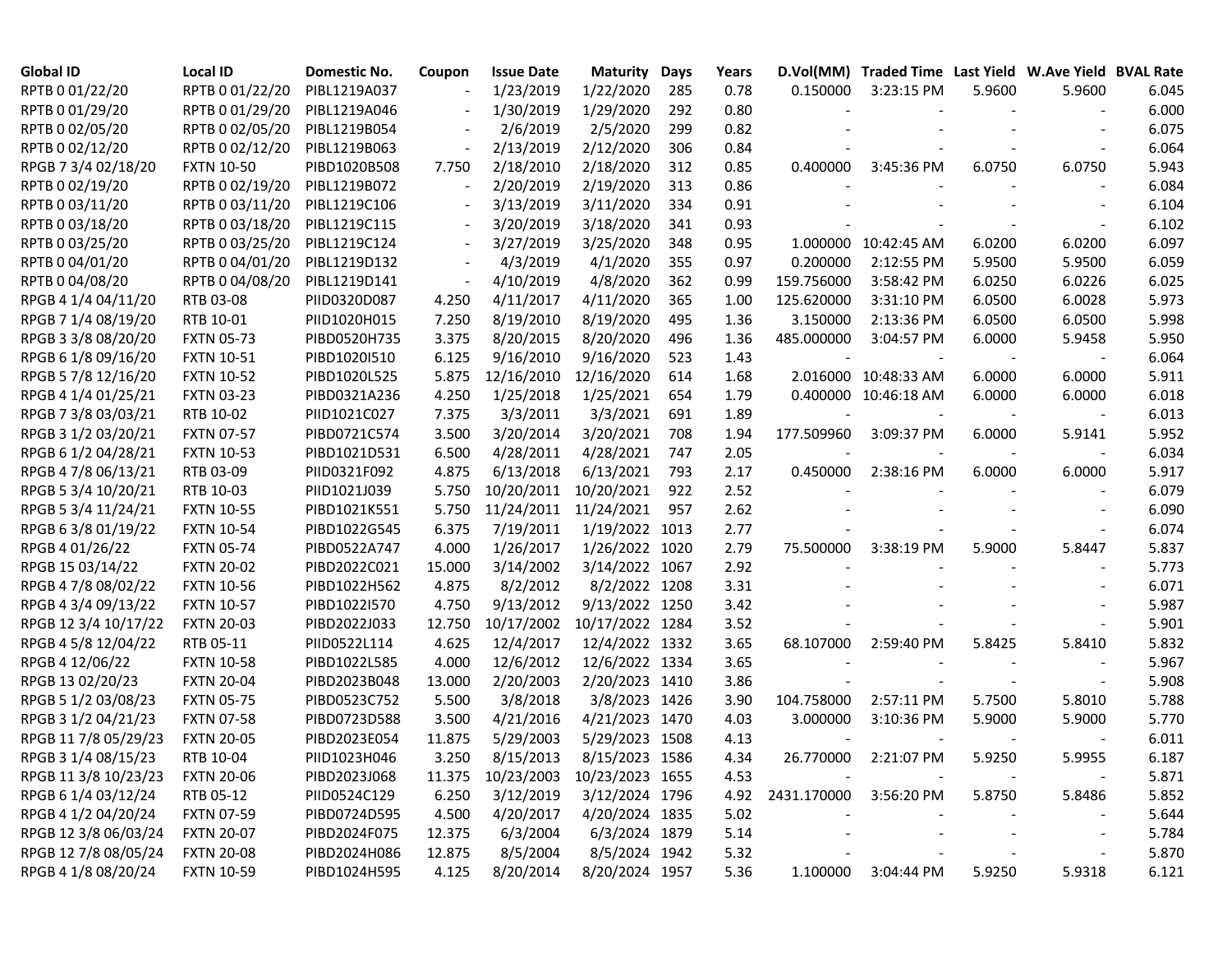| Global ID | Local ID | Domestic No. | Coupon | Issue Date | Maturity | Days | Years | D.Vol(MM) | Traded Time | Last Yield | W.Ave Yield | BVAL Rate |
|---|---|---|---|---|---|---|---|---|---|---|---|---|
| RPTB 0 01/22/20 | RPTB 0 01/22/20 | PIBL1219A037 | - | 1/23/2019 | 1/22/2020 | 285 | 0.78 | 0.150000 | 3:23:15 PM | 5.9600 | 5.9600 | 6.045 |
| RPTB 0 01/29/20 | RPTB 0 01/29/20 | PIBL1219A046 | - | 1/30/2019 | 1/29/2020 | 292 | 0.80 | - | - | - | - | 6.000 |
| RPTB 0 02/05/20 | RPTB 0 02/05/20 | PIBL1219B054 | - | 2/6/2019 | 2/5/2020 | 299 | 0.82 | - | - | - | - | 6.075 |
| RPTB 0 02/12/20 | RPTB 0 02/12/20 | PIBL1219B063 | - | 2/13/2019 | 2/12/2020 | 306 | 0.84 | - | - | - | - | 6.064 |
| RPGB 7 3/4 02/18/20 | FXTN 10-50 | PIBD1020B508 | 7.750 | 2/18/2010 | 2/18/2020 | 312 | 0.85 | 0.400000 | 3:45:36 PM | 6.0750 | 6.0750 | 5.943 |
| RPTB 0 02/19/20 | RPTB 0 02/19/20 | PIBL1219B072 | - | 2/20/2019 | 2/19/2020 | 313 | 0.86 | - | - | - | - | 6.084 |
| RPTB 0 03/11/20 | RPTB 0 03/11/20 | PIBL1219C106 | - | 3/13/2019 | 3/11/2020 | 334 | 0.91 | - | - | - | - | 6.104 |
| RPTB 0 03/18/20 | RPTB 0 03/18/20 | PIBL1219C115 | - | 3/20/2019 | 3/18/2020 | 341 | 0.93 | - | - | - | - | 6.102 |
| RPTB 0 03/25/20 | RPTB 0 03/25/20 | PIBL1219C124 | - | 3/27/2019 | 3/25/2020 | 348 | 0.95 | 1.000000 | 10:42:45 AM | 6.0200 | 6.0200 | 6.097 |
| RPTB 0 04/01/20 | RPTB 0 04/01/20 | PIBL1219D132 | - | 4/3/2019 | 4/1/2020 | 355 | 0.97 | 0.200000 | 2:12:55 PM | 5.9500 | 5.9500 | 6.059 |
| RPTB 0 04/08/20 | RPTB 0 04/08/20 | PIBL1219D141 | - | 4/10/2019 | 4/8/2020 | 362 | 0.99 | 159.756000 | 3:58:42 PM | 6.0250 | 6.0226 | 6.025 |
| RPGB 4 1/4 04/11/20 | RTB 03-08 | PIID0320D087 | 4.250 | 4/11/2017 | 4/11/2020 | 365 | 1.00 | 125.620000 | 3:31:10 PM | 6.0500 | 6.0028 | 5.973 |
| RPGB 7 1/4 08/19/20 | RTB 10-01 | PIID1020H015 | 7.250 | 8/19/2010 | 8/19/2020 | 495 | 1.36 | 3.150000 | 2:13:36 PM | 6.0500 | 6.0500 | 5.998 |
| RPGB 3 3/8 08/20/20 | FXTN 05-73 | PIBD0520H735 | 3.375 | 8/20/2015 | 8/20/2020 | 496 | 1.36 | 485.000000 | 3:04:57 PM | 6.0000 | 5.9458 | 5.950 |
| RPGB 6 1/8 09/16/20 | FXTN 10-51 | PIBD1020I510 | 6.125 | 9/16/2010 | 9/16/2020 | 523 | 1.43 | - | - | - | - | 6.064 |
| RPGB 5 7/8 12/16/20 | FXTN 10-52 | PIBD1020L525 | 5.875 | 12/16/2010 | 12/16/2020 | 614 | 1.68 | 2.016000 | 10:48:33 AM | 6.0000 | 6.0000 | 5.911 |
| RPGB 4 1/4 01/25/21 | FXTN 03-23 | PIBD0321A236 | 4.250 | 1/25/2018 | 1/25/2021 | 654 | 1.79 | 0.400000 | 10:46:18 AM | 6.0000 | 6.0000 | 6.018 |
| RPGB 7 3/8 03/03/21 | RTB 10-02 | PIID1021C027 | 7.375 | 3/3/2011 | 3/3/2021 | 691 | 1.89 | - | - | - | - | 6.013 |
| RPGB 3 1/2 03/20/21 | FXTN 07-57 | PIBD0721C574 | 3.500 | 3/20/2014 | 3/20/2021 | 708 | 1.94 | 177.509960 | 3:09:37 PM | 6.0000 | 5.9141 | 5.952 |
| RPGB 6 1/2 04/28/21 | FXTN 10-53 | PIBD1021D531 | 6.500 | 4/28/2011 | 4/28/2021 | 747 | 2.05 | - | - | - | - | 6.034 |
| RPGB 4 7/8 06/13/21 | RTB 03-09 | PIID0321F092 | 4.875 | 6/13/2018 | 6/13/2021 | 793 | 2.17 | 0.450000 | 2:38:16 PM | 6.0000 | 6.0000 | 5.917 |
| RPGB 5 3/4 10/20/21 | RTB 10-03 | PIID1021J039 | 5.750 | 10/20/2011 | 10/20/2021 | 922 | 2.52 | - | - | - | - | 6.079 |
| RPGB 5 3/4 11/24/21 | FXTN 10-55 | PIBD1021K551 | 5.750 | 11/24/2011 | 11/24/2021 | 957 | 2.62 | - | - | - | - | 6.090 |
| RPGB 6 3/8 01/19/22 | FXTN 10-54 | PIBD1022G545 | 6.375 | 7/19/2011 | 1/19/2022 | 1013 | 2.77 | - | - | - | - | 6.074 |
| RPGB 4 01/26/22 | FXTN 05-74 | PIBD0522A747 | 4.000 | 1/26/2017 | 1/26/2022 | 1020 | 2.79 | 75.500000 | 3:38:19 PM | 5.9000 | 5.8447 | 5.837 |
| RPGB 15 03/14/22 | FXTN 20-02 | PIBD2022C021 | 15.000 | 3/14/2002 | 3/14/2022 | 1067 | 2.92 | - | - | - | - | 5.773 |
| RPGB 4 7/8 08/02/22 | FXTN 10-56 | PIBD1022H562 | 4.875 | 8/2/2012 | 8/2/2022 | 1208 | 3.31 | - | - | - | - | 6.071 |
| RPGB 4 3/4 09/13/22 | FXTN 10-57 | PIBD1022I570 | 4.750 | 9/13/2012 | 9/13/2022 | 1250 | 3.42 | - | - | - | - | 5.987 |
| RPGB 12 3/4 10/17/22 | FXTN 20-03 | PIBD2022J033 | 12.750 | 10/17/2002 | 10/17/2022 | 1284 | 3.52 | - | - | - | - | 5.901 |
| RPGB 4 5/8 12/04/22 | RTB 05-11 | PIID0522L114 | 4.625 | 12/4/2017 | 12/4/2022 | 1332 | 3.65 | 68.107000 | 2:59:40 PM | 5.8425 | 5.8410 | 5.832 |
| RPGB 4 12/06/22 | FXTN 10-58 | PIBD1022L585 | 4.000 | 12/6/2012 | 12/6/2022 | 1334 | 3.65 | - | - | - | - | 5.967 |
| RPGB 13 02/20/23 | FXTN 20-04 | PIBD2023B048 | 13.000 | 2/20/2003 | 2/20/2023 | 1410 | 3.86 | - | - | - | - | 5.908 |
| RPGB 5 1/2 03/08/23 | FXTN 05-75 | PIBD0523C752 | 5.500 | 3/8/2018 | 3/8/2023 | 1426 | 3.90 | 104.758000 | 2:57:11 PM | 5.7500 | 5.8010 | 5.788 |
| RPGB 3 1/2 04/21/23 | FXTN 07-58 | PIBD0723D588 | 3.500 | 4/21/2016 | 4/21/2023 | 1470 | 4.03 | 3.000000 | 3:10:36 PM | 5.9000 | 5.9000 | 5.770 |
| RPGB 11 7/8 05/29/23 | FXTN 20-05 | PIBD2023E054 | 11.875 | 5/29/2003 | 5/29/2023 | 1508 | 4.13 | - | - | - | - | 6.011 |
| RPGB 3 1/4 08/15/23 | RTB 10-04 | PIID1023H046 | 3.250 | 8/15/2013 | 8/15/2023 | 1586 | 4.34 | 26.770000 | 2:21:07 PM | 5.9250 | 5.9955 | 6.187 |
| RPGB 11 3/8 10/23/23 | FXTN 20-06 | PIBD2023J068 | 11.375 | 10/23/2003 | 10/23/2023 | 1655 | 4.53 | - | - | - | - | 5.871 |
| RPGB 6 1/4 03/12/24 | RTB 05-12 | PIID0524C129 | 6.250 | 3/12/2019 | 3/12/2024 | 1796 | 4.92 | 2431.170000 | 3:56:20 PM | 5.8750 | 5.8486 | 5.852 |
| RPGB 4 1/2 04/20/24 | FXTN 07-59 | PIBD0724D595 | 4.500 | 4/20/2017 | 4/20/2024 | 1835 | 5.02 | - | - | - | - | 5.644 |
| RPGB 12 3/8 06/03/24 | FXTN 20-07 | PIBD2024F075 | 12.375 | 6/3/2004 | 6/3/2024 | 1879 | 5.14 | - | - | - | - | 5.784 |
| RPGB 12 7/8 08/05/24 | FXTN 20-08 | PIBD2024H086 | 12.875 | 8/5/2004 | 8/5/2024 | 1942 | 5.32 | - | - | - | - | 5.870 |
| RPGB 4 1/8 08/20/24 | FXTN 10-59 | PIBD1024H595 | 4.125 | 8/20/2014 | 8/20/2024 | 1957 | 5.36 | 1.100000 | 3:04:44 PM | 5.9250 | 5.9318 | 6.121 |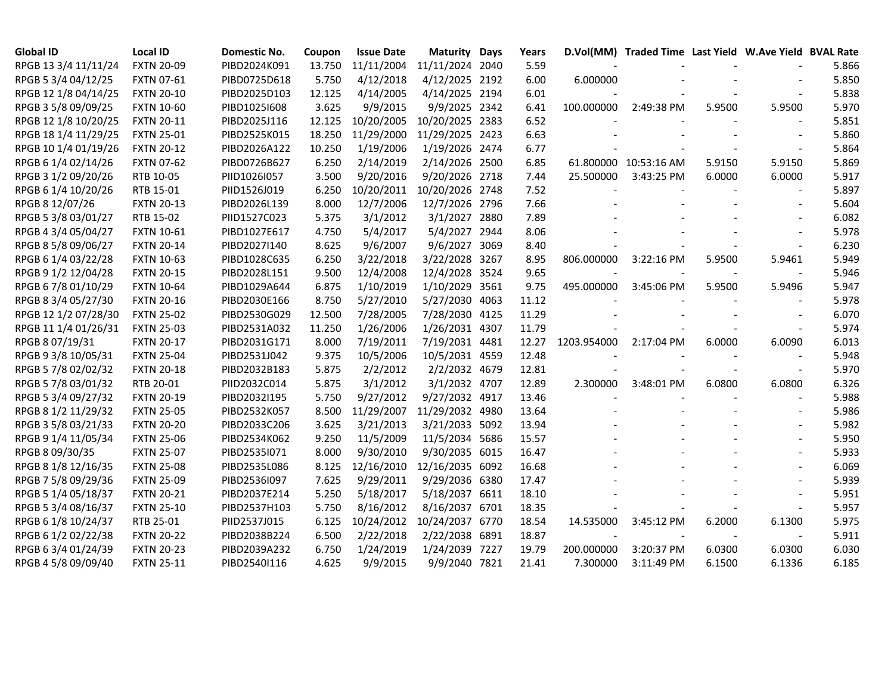| Global ID | Local ID | Domestic No. | Coupon | Issue Date | Maturity | Days | Years | D.Vol(MM) | Traded Time | Last Yield | W.Ave Yield | BVAL Rate |
|---|---|---|---|---|---|---|---|---|---|---|---|---|
| RPGB 13 3/4 11/11/24 | FXTN 20-09 | PIBD2024K091 | 13.750 | 11/11/2004 | 11/11/2024 | 2040 | 5.59 | - | - | - | - | 5.866 |
| RPGB 5 3/4 04/12/25 | FXTN 07-61 | PIBD0725D618 | 5.750 | 4/12/2018 | 4/12/2025 | 2192 | 6.00 | 6.000000 | - | - | - | 5.850 |
| RPGB 12 1/8 04/14/25 | FXTN 20-10 | PIBD2025D103 | 12.125 | 4/14/2005 | 4/14/2025 | 2194 | 6.01 | - | - | - | - | 5.838 |
| RPGB 3 5/8 09/09/25 | FXTN 10-60 | PIBD1025I608 | 3.625 | 9/9/2015 | 9/9/2025 | 2342 | 6.41 | 100.000000 | 2:49:38 PM | 5.9500 | 5.9500 | 5.970 |
| RPGB 12 1/8 10/20/25 | FXTN 20-11 | PIBD2025J116 | 12.125 | 10/20/2005 | 10/20/2025 | 2383 | 6.52 | - | - | - | - | 5.851 |
| RPGB 18 1/4 11/29/25 | FXTN 25-01 | PIBD2525K015 | 18.250 | 11/29/2000 | 11/29/2025 | 2423 | 6.63 | - | - | - | - | 5.860 |
| RPGB 10 1/4 01/19/26 | FXTN 20-12 | PIBD2026A122 | 10.250 | 1/19/2006 | 1/19/2026 | 2474 | 6.77 | - | - | - | - | 5.864 |
| RPGB 6 1/4 02/14/26 | FXTN 07-62 | PIBD0726B627 | 6.250 | 2/14/2019 | 2/14/2026 | 2500 | 6.85 | 61.800000 | 10:53:16 AM | 5.9150 | 5.9150 | 5.869 |
| RPGB 3 1/2 09/20/26 | RTB 10-05 | PIID1026I057 | 3.500 | 9/20/2016 | 9/20/2026 | 2718 | 7.44 | 25.500000 | 3:43:25 PM | 6.0000 | 6.0000 | 5.917 |
| RPGB 6 1/4 10/20/26 | RTB 15-01 | PIID1526J019 | 6.250 | 10/20/2011 | 10/20/2026 | 2748 | 7.52 | - | - | - | - | 5.897 |
| RPGB 8 12/07/26 | FXTN 20-13 | PIBD2026L139 | 8.000 | 12/7/2006 | 12/7/2026 | 2796 | 7.66 | - | - | - | - | 5.604 |
| RPGB 5 3/8 03/01/27 | RTB 15-02 | PIID1527C023 | 5.375 | 3/1/2012 | 3/1/2027 | 2880 | 7.89 | - | - | - | - | 6.082 |
| RPGB 4 3/4 05/04/27 | FXTN 10-61 | PIBD1027E617 | 4.750 | 5/4/2017 | 5/4/2027 | 2944 | 8.06 | - | - | - | - | 5.978 |
| RPGB 8 5/8 09/06/27 | FXTN 20-14 | PIBD2027I140 | 8.625 | 9/6/2007 | 9/6/2027 | 3069 | 8.40 | - | - | - | - | 6.230 |
| RPGB 6 1/4 03/22/28 | FXTN 10-63 | PIBD1028C635 | 6.250 | 3/22/2018 | 3/22/2028 | 3267 | 8.95 | 806.000000 | 3:22:16 PM | 5.9500 | 5.9461 | 5.949 |
| RPGB 9 1/2 12/04/28 | FXTN 20-15 | PIBD2028L151 | 9.500 | 12/4/2008 | 12/4/2028 | 3524 | 9.65 | - | - | - | - | 5.946 |
| RPGB 6 7/8 01/10/29 | FXTN 10-64 | PIBD1029A644 | 6.875 | 1/10/2019 | 1/10/2029 | 3561 | 9.75 | 495.000000 | 3:45:06 PM | 5.9500 | 5.9496 | 5.947 |
| RPGB 8 3/4 05/27/30 | FXTN 20-16 | PIBD2030E166 | 8.750 | 5/27/2010 | 5/27/2030 | 4063 | 11.12 | - | - | - | - | 5.978 |
| RPGB 12 1/2 07/28/30 | FXTN 25-02 | PIBD2530G029 | 12.500 | 7/28/2005 | 7/28/2030 | 4125 | 11.29 | - | - | - | - | 6.070 |
| RPGB 11 1/4 01/26/31 | FXTN 25-03 | PIBD2531A032 | 11.250 | 1/26/2006 | 1/26/2031 | 4307 | 11.79 | - | - | - | - | 5.974 |
| RPGB 8 07/19/31 | FXTN 20-17 | PIBD2031G171 | 8.000 | 7/19/2011 | 7/19/2031 | 4481 | 12.27 | 1203.954000 | 2:17:04 PM | 6.0000 | 6.0090 | 6.013 |
| RPGB 9 3/8 10/05/31 | FXTN 25-04 | PIBD2531J042 | 9.375 | 10/5/2006 | 10/5/2031 | 4559 | 12.48 | - | - | - | - | 5.948 |
| RPGB 5 7/8 02/02/32 | FXTN 20-18 | PIBD2032B183 | 5.875 | 2/2/2012 | 2/2/2032 | 4679 | 12.81 | - | - | - | - | 5.970 |
| RPGB 5 7/8 03/01/32 | RTB 20-01 | PIID2032C014 | 5.875 | 3/1/2012 | 3/1/2032 | 4707 | 12.89 | 2.300000 | 3:48:01 PM | 6.0800 | 6.0800 | 6.326 |
| RPGB 5 3/4 09/27/32 | FXTN 20-19 | PIBD2032I195 | 5.750 | 9/27/2012 | 9/27/2032 | 4917 | 13.46 | - | - | - | - | 5.988 |
| RPGB 8 1/2 11/29/32 | FXTN 25-05 | PIBD2532K057 | 8.500 | 11/29/2007 | 11/29/2032 | 4980 | 13.64 | - | - | - | - | 5.986 |
| RPGB 3 5/8 03/21/33 | FXTN 20-20 | PIBD2033C206 | 3.625 | 3/21/2013 | 3/21/2033 | 5092 | 13.94 | - | - | - | - | 5.982 |
| RPGB 9 1/4 11/05/34 | FXTN 25-06 | PIBD2534K062 | 9.250 | 11/5/2009 | 11/5/2034 | 5686 | 15.57 | - | - | - | - | 5.950 |
| RPGB 8 09/30/35 | FXTN 25-07 | PIBD2535I071 | 8.000 | 9/30/2010 | 9/30/2035 | 6015 | 16.47 | - | - | - | - | 5.933 |
| RPGB 8 1/8 12/16/35 | FXTN 25-08 | PIBD2535L086 | 8.125 | 12/16/2010 | 12/16/2035 | 6092 | 16.68 | - | - | - | - | 6.069 |
| RPGB 7 5/8 09/29/36 | FXTN 25-09 | PIBD2536I097 | 7.625 | 9/29/2011 | 9/29/2036 | 6380 | 17.47 | - | - | - | - | 5.939 |
| RPGB 5 1/4 05/18/37 | FXTN 20-21 | PIBD2037E214 | 5.250 | 5/18/2017 | 5/18/2037 | 6611 | 18.10 | - | - | - | - | 5.951 |
| RPGB 5 3/4 08/16/37 | FXTN 25-10 | PIBD2537H103 | 5.750 | 8/16/2012 | 8/16/2037 | 6701 | 18.35 | - | - | - | - | 5.957 |
| RPGB 6 1/8 10/24/37 | RTB 25-01 | PIID2537J015 | 6.125 | 10/24/2012 | 10/24/2037 | 6770 | 18.54 | 14.535000 | 3:45:12 PM | 6.2000 | 6.1300 | 5.975 |
| RPGB 6 1/2 02/22/38 | FXTN 20-22 | PIBD2038B224 | 6.500 | 2/22/2018 | 2/22/2038 | 6891 | 18.87 | - | - | - | - | 5.911 |
| RPGB 6 3/4 01/24/39 | FXTN 20-23 | PIBD2039A232 | 6.750 | 1/24/2019 | 1/24/2039 | 7227 | 19.79 | 200.000000 | 3:20:37 PM | 6.0300 | 6.0300 | 6.030 |
| RPGB 4 5/8 09/09/40 | FXTN 25-11 | PIBD2540I116 | 4.625 | 9/9/2015 | 9/9/2040 | 7821 | 21.41 | 7.300000 | 3:11:49 PM | 6.1500 | 6.1336 | 6.185 |